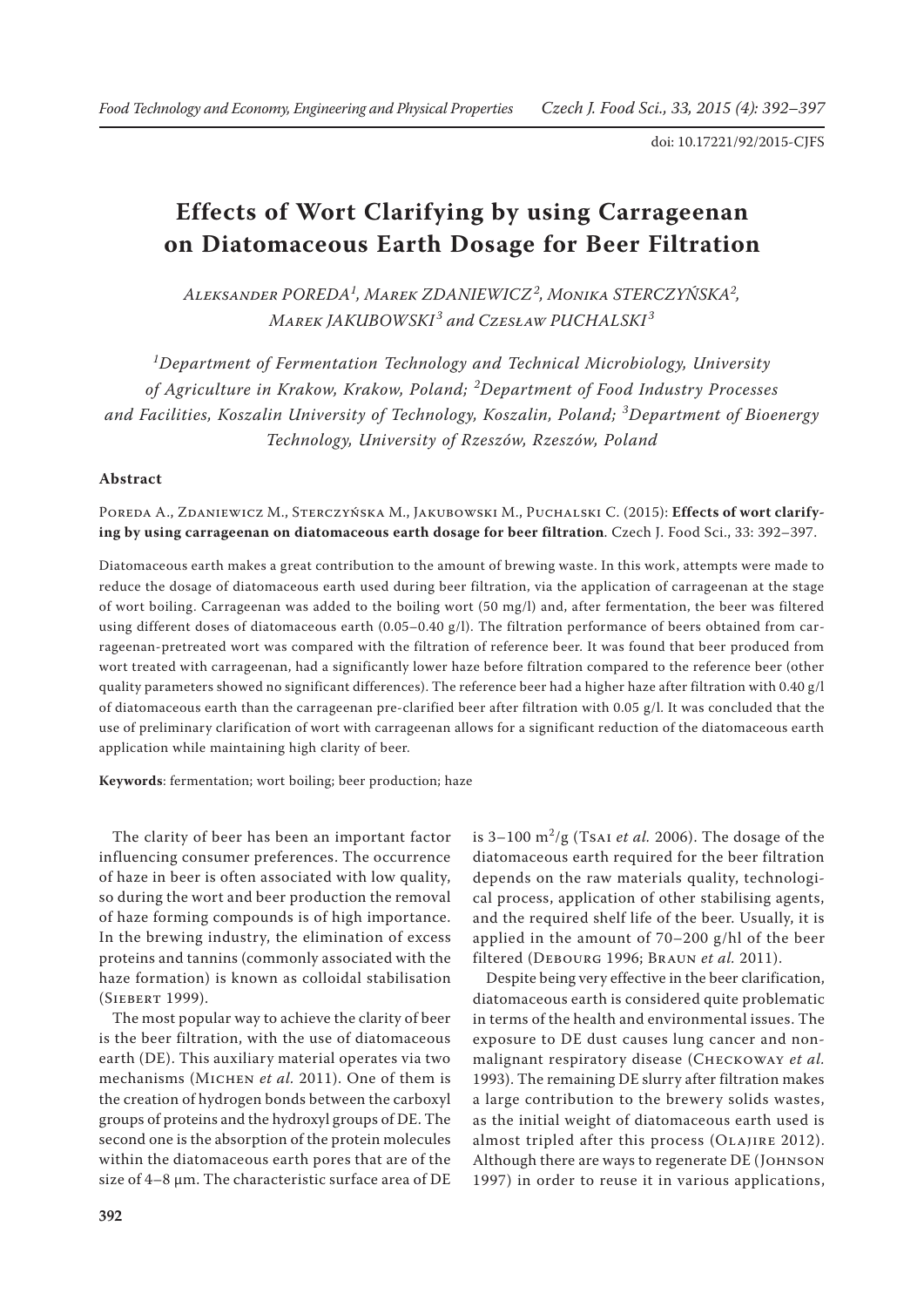doi: 10.17221/92/2015-CJFS

# Effects of Wort Clarifying by using Carrageenan on Diatomaceous Earth Dosage for Beer Filtration

*Aleksander PODEDA[1], Marek ZDANIEWICZ[2], Monika STERCZYŃSKA[2], Marek JAKUBOWSKI[3] and Czesław PUCHALSKI[3]*

*[1]Department of Fermentation Technology and Technical Microbiology, University of Agriculture in Krakow, Krakow, Poland; [2]Department of Food Industry Processes and Facilities, Koszalin University of Technology, Koszalin, Poland; [3]Department of Bioenergy Technology, University of Rzeszów, Rzeszów, Poland*

### Abstract

Poreda A., Zdaniewicz M., Sterczyńska M., Jakubowski M., Puchalski C. (2015): **Effects of wort clarifying by using carrageenan on diatomaceous earth dosage for beer filtration**. Czech J. Food Sci., 33: 392–397.

Diatomaceous earth makes a great contribution to the amount of brewing waste. In this work, attempts were made to reduce the dosage of diatomaceous earth used during beer filtration, via the application of carrageenan at the stage of wort boiling. Carrageenan was added to the boiling wort (50 mg/l) and, after fermentation, the beer was filtered using different doses of diatomaceous earth (0.05–0.40 g/l). The filtration performance of beers obtained from carrageenan-pretreated wort was compared with the filtration of reference beer. It was found that beer produced from wort treated with carrageenan, had a significantly lower haze before filtration compared to the reference beer (other quality parameters showed no significant differences). The reference beer had a higher haze after filtration with 0.40 g/l of diatomaceous earth than the carrageenan pre-clarified beer after filtration with 0.05 g/l. It was concluded that the use of preliminary clarification of wort with carrageenan allows for a significant reduction of the diatomaceous earth application while maintaining high clarity of beer.

**Keywords**: fermentation; wort boiling; beer production; haze

The clarity of beer has been an important factor influencing consumer preferences. The occurrence of haze in beer is often associated with low quality, so during the wort and beer production the removal of haze forming compounds is of high importance. In the brewing industry, the elimination of excess proteins and tannins (commonly associated with the haze formation) is known as colloidal stabilisation (Siebert 1999).

The most popular way to achieve the clarity of beer is the beer filtration, with the use of diatomaceous earth (DE). This auxiliary material operates via two mechanisms (Michen *et al.* 2011). One of them is the creation of hydrogen bonds between the carboxyl groups of proteins and the hydroxyl groups of DE. The second one is the absorption of the protein molecules within the diatomaceous earth pores that are of the size of 4–8 μm. The characteristic surface area of DE is 3–100 $m^2/g$ (Tsai *et al.* 2006). The dosage of the diatomaceous earth required for the beer filtration depends on the raw materials quality, technological process, application of other stabilising agents, and the required shelf life of the beer. Usually, it is applied in the amount of 70–200 g/hl of the beer filtered (Debourg 1996; Braun *et al.* 2011).

Despite being very effective in the beer clarification, diatomaceous earth is considered quite problematic in terms of the health and environmental issues. The exposure to DE dust causes lung cancer and non-malignant respiratory disease (Checkoway *et al.* 1993). The remaining DE slurry after filtration makes a large contribution to the brewery solids wastes, as the initial weight of diatomaceous earth used is almost tripled after this process (Olajire 2012). Although there are ways to regenerate DE (Johnson 1997) in order to reuse it in various applications,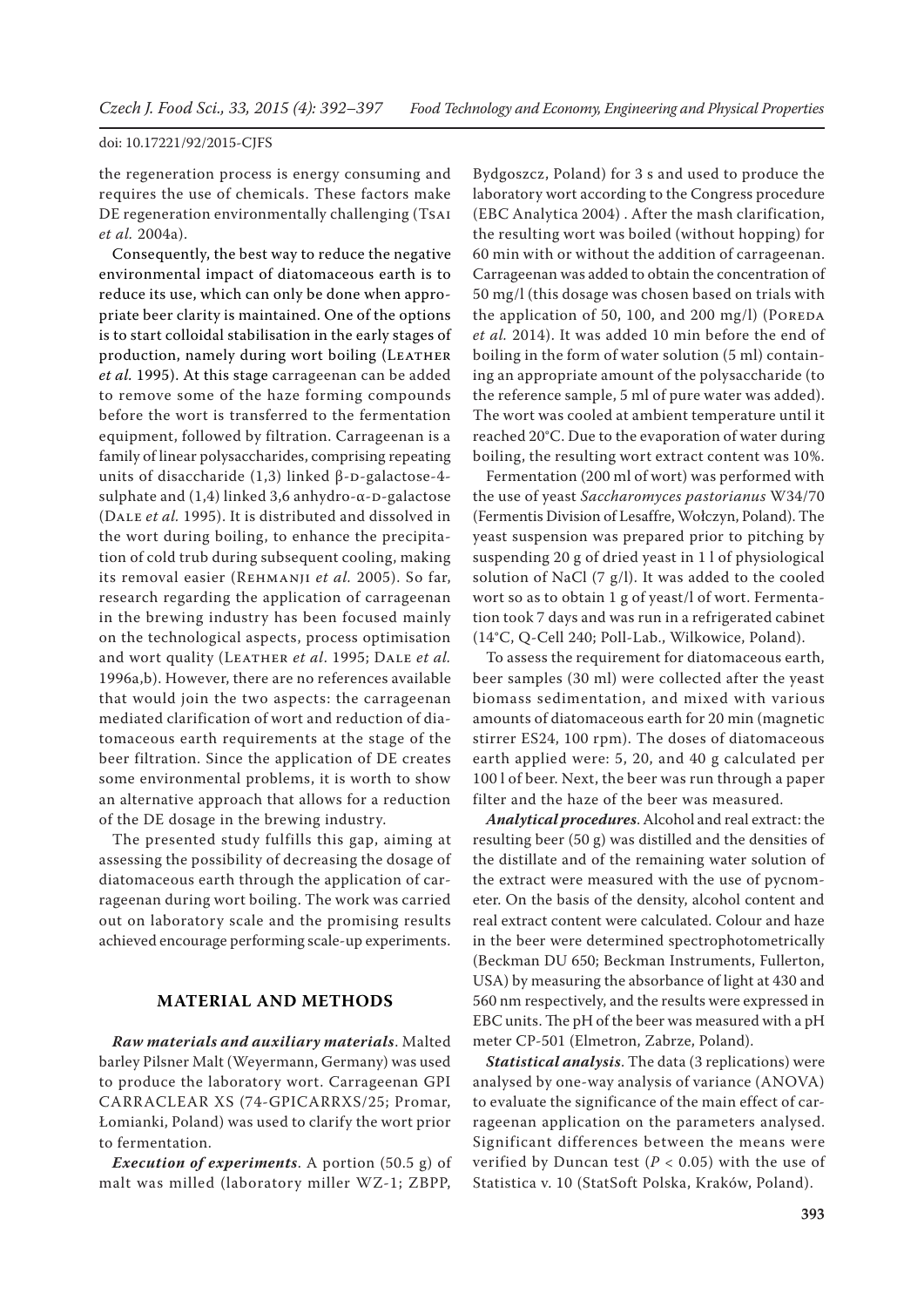the regeneration process is energy consuming and requires the use of chemicals. These factors make DE regeneration environmentally challenging (Tsai *et al.* 2004a).

Consequently, the best way to reduce the negative environmental impact of diatomaceous earth is to reduce its use, which can only be done when appropriate beer clarity is maintained. One of the options is to start colloidal stabilisation in the early stages of production, namely during wort boiling (Leather *et al.* 1995). At this stage carrageenan can be added to remove some of the haze forming compounds before the wort is transferred to the fermentation equipment, followed by filtration. Carrageenan is a family of linear polysaccharides, comprising repeating units of disaccharide (1,3) linked β-D-galactose-4-sulphate and (1,4) linked 3,6 anhydro-α-D-galactose (Dale *et al.* 1995). It is distributed and dissolved in the wort during boiling, to enhance the precipitation of cold trub during subsequent cooling, making its removal easier (Rehmanji *et al.* 2005). So far, research regarding the application of carrageenan in the brewing industry has been focused mainly on the technological aspects, process optimisation and wort quality (Leather *et al*. 1995; Dale *et al.* 1996a,b). However, there are no references available that would join the two aspects: the carrageenan mediated clarification of wort and reduction of diatomaceous earth requirements at the stage of the beer filtration. Since the application of DE creates some environmental problems, it is worth to show an alternative approach that allows for a reduction of the DE dosage in the brewing industry.

The presented study fulfills this gap, aiming at assessing the possibility of decreasing the dosage of diatomaceous earth through the application of carrageenan during wort boiling. The work was carried out on laboratory scale and the promising results achieved encourage performing scale-up experiments.

## MATERIAL AND METHODS

***Raw materials and auxiliary materials***. Malted barley Pilsner Malt (Weyermann, Germany) was used to produce the laboratory wort. Carrageenan GPI CARRACLEAR XS (74-GPICARRXS/25; Promar, Łomianki, Poland) was used to clarify the wort prior to fermentation.

***Execution of experiments***. A portion (50.5 g) of malt was milled (laboratory miller WZ-1; ZBPP, Bydgoszcz, Poland) for 3 s and used to produce the laboratory wort according to the Congress procedure (EBC Analytica 2004) . After the mash clarification, the resulting wort was boiled (without hopping) for 60 min with or without the addition of carrageenan. Carrageenan was added to obtain the concentration of 50 mg/l (this dosage was chosen based on trials with the application of 50, 100, and 200 mg/l) (Poreda *et al.* 2014). It was added 10 min before the end of boiling in the form of water solution (5 ml) containing an appropriate amount of the polysaccharide (to the reference sample, 5 ml of pure water was added). The wort was cooled at ambient temperature until it reached 20°C. Due to the evaporation of water during boiling, the resulting wort extract content was 10%.

Fermentation (200 ml of wort) was performed with the use of yeast *Saccharomyces pastorianus* W34/70 (Fermentis Division of Lesaffre, Wołczyn, Poland). The yeast suspension was prepared prior to pitching by suspending 20 g of dried yeast in 1 l of physiological solution of NaCl (7 g/l). It was added to the cooled wort so as to obtain 1 g of yeast/l of wort. Fermentation took 7 days and was run in a refrigerated cabinet (14°C, Q-Cell 240; Poll-Lab., Wilkowice, Poland).

To assess the requirement for diatomaceous earth, beer samples (30 ml) were collected after the yeast biomass sedimentation, and mixed with various amounts of diatomaceous earth for 20 min (magnetic stirrer ES24, 100 rpm). The doses of diatomaceous earth applied were: 5, 20, and 40 g calculated per 100 l of beer. Next, the beer was run through a paper filter and the haze of the beer was measured.

***Analytical procedures***. Alcohol and real extract: the resulting beer (50 g) was distilled and the densities of the distillate and of the remaining water solution of the extract were measured with the use of pycnometer. On the basis of the density, alcohol content and real extract content were calculated. Colour and haze in the beer were determined spectrophotometrically (Beckman DU 650; Beckman Instruments, Fullerton, USA) by measuring the absorbance of light at 430 and 560 nm respectively, and the results were expressed in EBC units. The pH of the beer was measured with a pH meter CP-501 (Elmetron, Zabrze, Poland).

***Statistical analysis***. The data (3 replications) were analysed by one-way analysis of variance (ANOVA) to evaluate the significance of the main effect of carrageenan application on the parameters analysed. Significant differences between the means were verified by Duncan test ($P < 0.05$) with the use of Statistica v. 10 (StatSoft Polska, Kraków, Poland).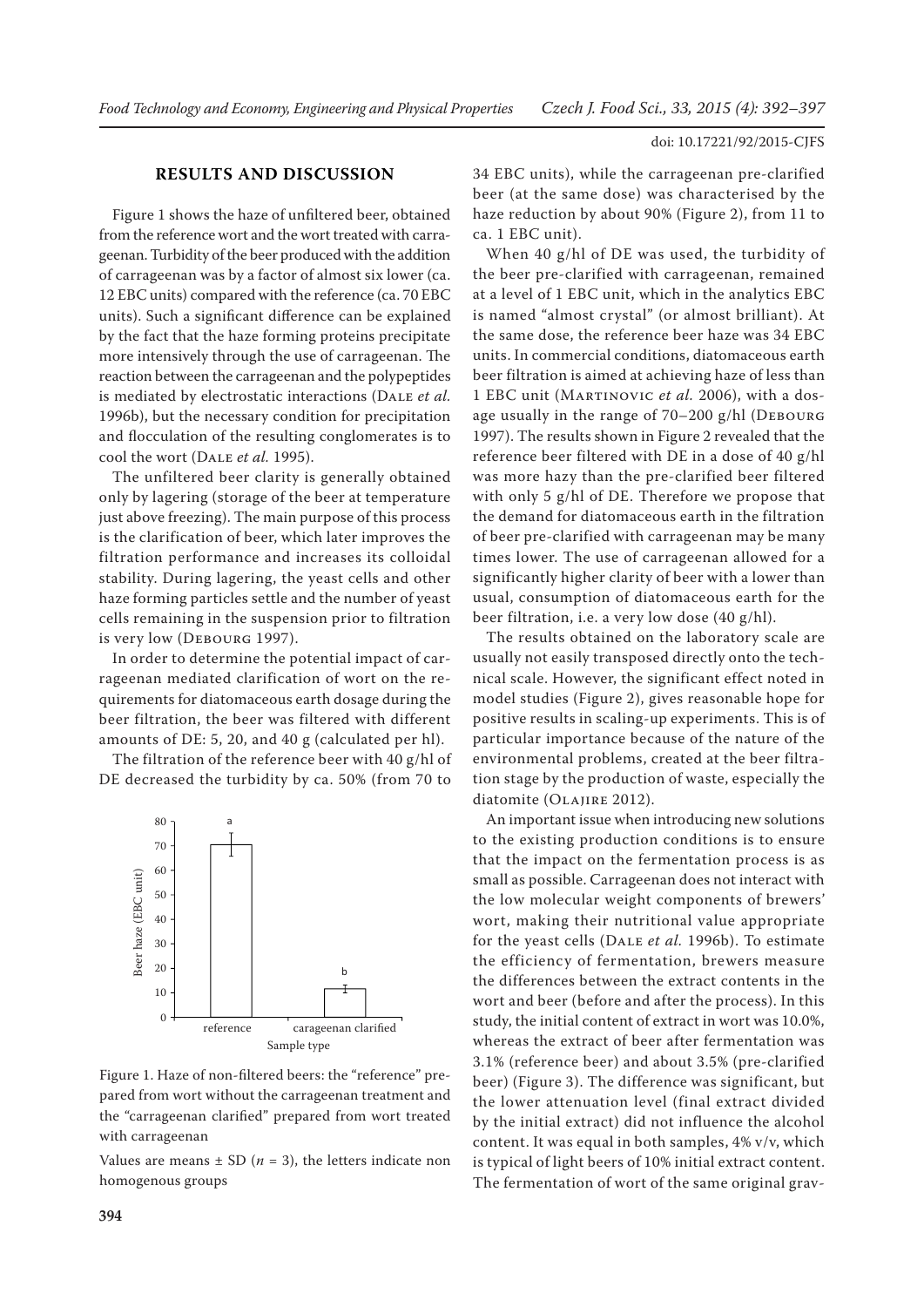## RESULTS AND DISCUSSION

Figure 1 shows the haze of unfiltered beer, obtained from the reference wort and the wort treated with carrageenan. Turbidity of the beer produced with the addition of carrageenan was by a factor of almost six lower (ca. 12 EBC units) compared with the reference (ca. 70 EBC units). Such a significant difference can be explained by the fact that the haze forming proteins precipitate more intensively through the use of carrageenan. The reaction between the carrageenan and the polypeptides is mediated by electrostatic interactions (Dale *et al.* 1996b), but the necessary condition for precipitation and flocculation of the resulting conglomerates is to cool the wort (Dale *et al.* 1995).

The unfiltered beer clarity is generally obtained only by lagering (storage of the beer at temperature just above freezing). The main purpose of this process is the clarification of beer, which later improves the filtration performance and increases its colloidal stability. During lagering, the yeast cells and other haze forming particles settle and the number of yeast cells remaining in the suspension prior to filtration is very low (Debourg 1997).

In order to determine the potential impact of carrageenan mediated clarification of wort on the requirements for diatomaceous earth dosage during the beer filtration, the beer was filtered with different amounts of DE: 5, 20, and 40 g (calculated per hl).

The filtration of the reference beer with 40 g/hl of DE decreased the turbidity by ca. 50% (from 70 to 34 EBC units), while the carrageenan pre-clarified beer (at the same dose) was characterised by the haze reduction by about 90% (Figure 2), from 11 to ca. 1 EBC unit).

Figure 1. Haze of non-filtered beers: the "reference" prepared from wort without the carrageenan treatment and the "carrageenan clarified" prepared from wort treated with carrageenan

Values are means ± SD ($n = 3$), the letters indicate non homogenous groups

When 40 g/hl of DE was used, the turbidity of the beer pre-clarified with carrageenan, remained at a level of 1 EBC unit, which in the analytics EBC is named "almost crystal" (or almost brilliant). At the same dose, the reference beer haze was 34 EBC units. In commercial conditions, diatomaceous earth beer filtration is aimed at achieving haze of less than 1 EBC unit (Martinovic *et al.* 2006), with a dosage usually in the range of 70–200 g/hl (Debourg 1997). The results shown in Figure 2 revealed that the reference beer filtered with DE in a dose of 40 g/hl was more hazy than the pre-clarified beer filtered with only 5 g/hl of DE. Therefore we propose that the demand for diatomaceous earth in the filtration of beer pre-clarified with carrageenan may be many times lower. The use of carrageenan allowed for a significantly higher clarity of beer with a lower than usual, consumption of diatomaceous earth for the beer filtration, i.e. a very low dose (40 g/hl).

The results obtained on the laboratory scale are usually not easily transposed directly onto the technical scale. However, the significant effect noted in model studies (Figure 2), gives reasonable hope for positive results in scaling-up experiments. This is of particular importance because of the nature of the environmental problems, created at the beer filtration stage by the production of waste, especially the diatomite (Olajire 2012).

An important issue when introducing new solutions to the existing production conditions is to ensure that the impact on the fermentation process is as small as possible. Carrageenan does not interact with the low molecular weight components of brewers' wort, making their nutritional value appropriate for the yeast cells (Dale *et al.* 1996b). To estimate the efficiency of fermentation, brewers measure the differences between the extract contents in the wort and beer (before and after the process). In this study, the initial content of extract in wort was 10.0%, whereas the extract of beer after fermentation was 3.1% (reference beer) and about 3.5% (pre-clarified beer) (Figure 3). The difference was significant, but the lower attenuation level (final extract divided by the initial extract) did not influence the alcohol content. It was equal in both samples, 4% v/v, which is typical of light beers of 10% initial extract content. The fermentation of wort of the same original grav-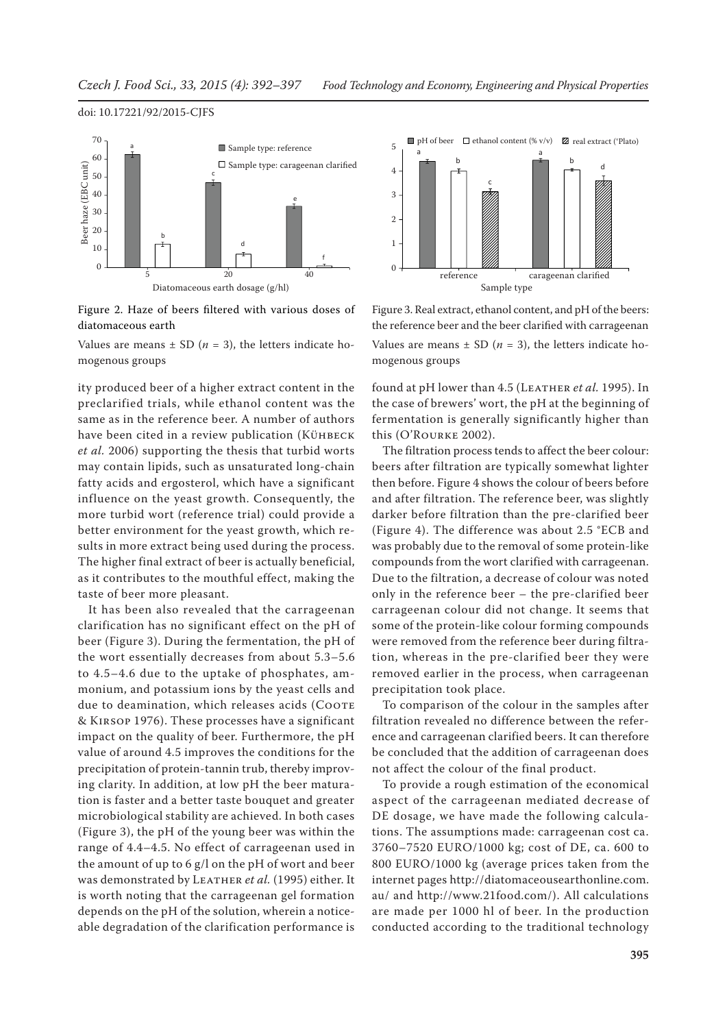Figure 2. Haze of beers filtered with various doses of diatomaceous earth

Values are means ± SD ($n = 3$), the letters indicate homogenous groups

Figure 3. Real extract, ethanol content, and pH of the beers: the reference beer and the beer clarified with carrageenan

Values are means ± SD ($n = 3$), the letters indicate homogenous groups

ity produced beer of a higher extract content in the preclarified trials, while ethanol content was the same as in the reference beer. A number of authors have been cited in a review publication (Kühbeck *et al.* 2006) supporting the thesis that turbid worts may contain lipids, such as unsaturated long-chain fatty acids and ergosterol, which have a significant influence on the yeast growth. Consequently, the more turbid wort (reference trial) could provide a better environment for the yeast growth, which results in more extract being used during the process. The higher final extract of beer is actually beneficial, as it contributes to the mouthful effect, making the taste of beer more pleasant.

It has been also revealed that the carrageenan clarification has no significant effect on the pH of beer (Figure 3). During the fermentation, the pH of the wort essentially decreases from about 5.3–5.6 to 4.5–4.6 due to the uptake of phosphates, ammonium, and potassium ions by the yeast cells and due to deamination, which releases acids (Coote & Kirsop 1976). These processes have a significant impact on the quality of beer. Furthermore, the pH value of around 4.5 improves the conditions for the precipitation of protein-tannin trub, thereby improving clarity. In addition, at low pH the beer maturation is faster and a better taste bouquet and greater microbiological stability are achieved. In both cases (Figure 3), the pH of the young beer was within the range of 4.4–4.5. No effect of carrageenan used in the amount of up to 6 g/l on the pH of wort and beer was demonstrated by Leather *et al.* (1995) either. It is worth noting that the carrageenan gel formation depends on the pH of the solution, wherein a noticeable degradation of the clarification performance is found at pH lower than 4.5 (Leather *et al.* 1995). In the case of brewers' wort, the pH at the beginning of fermentation is generally significantly higher than this (O'Rourke 2002).

The filtration process tends to affect the beer colour: beers after filtration are typically somewhat lighter then before. Figure 4 shows the colour of beers before and after filtration. The reference beer, was slightly darker before filtration than the pre-clarified beer (Figure 4). The difference was about 2.5 °ECB and was probably due to the removal of some protein-like compounds from the wort clarified with carrageenan. Due to the filtration, a decrease of colour was noted only in the reference beer – the pre-clarified beer carrageenan colour did not change. It seems that some of the protein-like colour forming compounds were removed from the reference beer during filtration, whereas in the pre-clarified beer they were removed earlier in the process, when carrageenan precipitation took place.

To comparison of the colour in the samples after filtration revealed no difference between the reference and carrageenan clarified beers. It can therefore be concluded that the addition of carrageenan does not affect the colour of the final product.

To provide a rough estimation of the economical aspect of the carrageenan mediated decrease of DE dosage, we have made the following calculations. The assumptions made: carrageenan cost ca. 3760–7520 EURO/1000 kg; cost of DE, ca. 600 to 800 EURO/1000 kg (average prices taken from the internet pages http://diatomaceousearthonline.com.au/ and http://www.21food.com/). All calculations are made per 1000 hl of beer. In the production conducted according to the traditional technology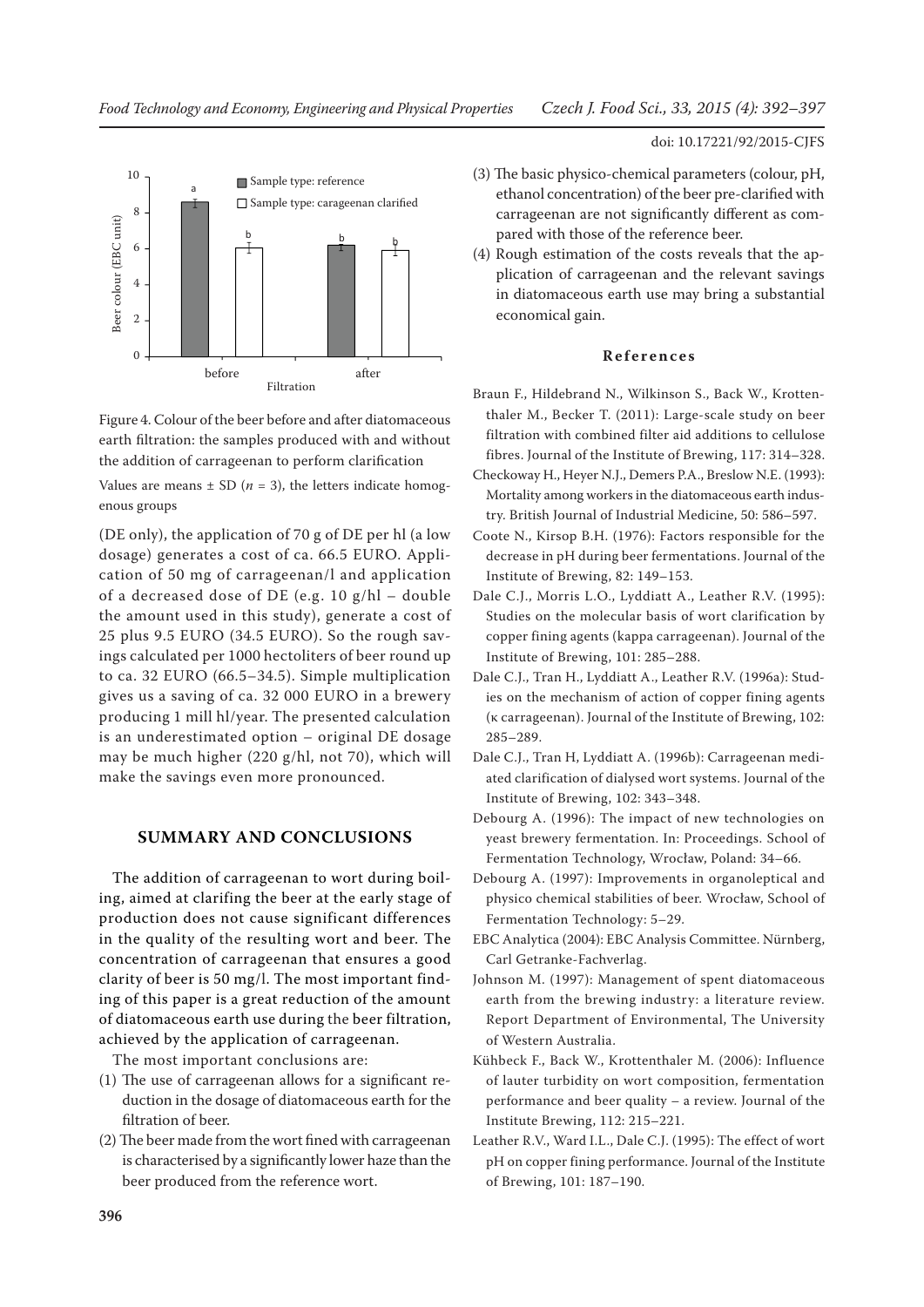Figure 4. Colour of the beer before and after diatomaceous earth filtration: the samples produced with and without the addition of carrageenan to perform clarification

Values are means ± SD ($n$ = 3), the letters indicate homogenous groups

(DE only), the application of 70 g of DE per hl (a low dosage) generates a cost of ca. 66.5 EURO. Application of 50 mg of carrageenan/l and application of a decreased dose of DE (e.g. 10 g/hl – double the amount used in this study), generate a cost of 25 plus 9.5 EURO (34.5 EURO). So the rough savings calculated per 1000 hectoliters of beer round up to ca. 32 EURO (66.5–34.5). Simple multiplication gives us a saving of ca. 32 000 EURO in a brewery producing 1 mill hl/year. The presented calculation is an underestimated option – original DE dosage may be much higher (220 g/hl, not 70), which will make the savings even more pronounced.

## SUMMARY AND CONCLUSIONS

The addition of carrageenan to wort during boiling, aimed at clarifing the beer at the early stage of production does not cause significant differences in the quality of the resulting wort and beer. The concentration of carrageenan that ensures a good clarity of beer is 50 mg/l. The most important finding of this paper is a great reduction of the amount of diatomaceous earth use during the beer filtration, achieved by the application of carrageenan.

The most important conclusions are:

(1) The use of carrageenan allows for a significant reduction in the dosage of diatomaceous earth for the filtration of beer.

(2) The beer made from the wort fined with carrageenan is characterised by a significantly lower haze than the beer produced from the reference wort.

(3) The basic physico-chemical parameters (colour, pH, ethanol concentration) of the beer pre-clarified with carrageenan are not significantly different as compared with those of the reference beer.

(4) Rough estimation of the costs reveals that the application of carrageenan and the relevant savings in diatomaceous earth use may bring a substantial economical gain.

## References

Braun F., Hildebrand N., Wilkinson S., Back W., Krottenthaler M., Becker T. (2011): Large-scale study on beer filtration with combined filter aid additions to cellulose fibres. Journal of the Institute of Brewing, 117: 314–328.

Checkoway H., Heyer N.J., Demers P.A., Breslow N.E. (1993): Mortality among workers in the diatomaceous earth industry. British Journal of Industrial Medicine, 50: 586–597.

Coote N., Kirsop B.H. (1976): Factors responsible for the decrease in pH during beer fermentations. Journal of the Institute of Brewing, 82: 149–153.

Dale C.J., Morris L.O., Lyddiatt A., Leather R.V. (1995): Studies on the molecular basis of wort clarification by copper fining agents (kappa carrageenan). Journal of the Institute of Brewing, 101: 285–288.

Dale C.J., Tran H., Lyddiatt A., Leather R.V. (1996a): Studies on the mechanism of action of copper fining agents (κ carrageenan). Journal of the Institute of Brewing, 102: 285–289.

Dale C.J., Tran H, Lyddiatt A. (1996b): Carrageenan mediated clarification of dialysed wort systems. Journal of the Institute of Brewing, 102: 343–348.

Debourg A. (1996): The impact of new technologies on yeast brewery fermentation. In: Proceedings. School of Fermentation Technology, Wrocław, Poland: 34–66.

Debourg A. (1997): Improvements in organoleptical and physico chemical stabilities of beer. Wrocław, School of Fermentation Technology: 5–29.

EBC Analytica (2004): EBC Analysis Committee. Nürnberg, Carl Getranke-Fachverlag.

Johnson M. (1997): Management of spent diatomaceous earth from the brewing industry: a literature review. Report Department of Environmental, The University of Western Australia.

Kühbeck F., Back W., Krottenthaler M. (2006): Influence of lauter turbidity on wort composition, fermentation performance and beer quality – a review. Journal of the Institute Brewing, 112: 215–221.

Leather R.V., Ward I.L., Dale C.J. (1995): The effect of wort pH on copper fining performance. Journal of the Institute of Brewing, 101: 187–190.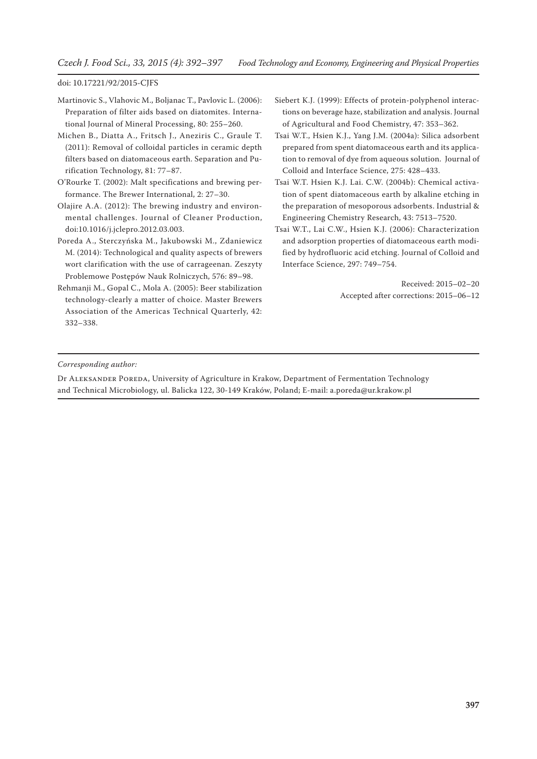Martinovic S., Vlahovic M., Boljanac T., Pavlovic L. (2006): Preparation of filter aids based on diatomites. International Journal of Mineral Processing, 80: 255–260.

Michen B., Diatta A., Fritsch J., Aneziris C., Graule T. (2011): Removal of colloidal particles in ceramic depth filters based on diatomaceous earth. Separation and Purification Technology, 81: 77–87.

O'Rourke T. (2002): Malt specifications and brewing performance. The Brewer International, 2: 27–30.

Olajire A.A. (2012): The brewing industry and environmental challenges. Journal of Cleaner Production, doi:10.1016/j.jclepro.2012.03.003.

Poreda A., Sterczyńska M., Jakubowski M., Zdaniewicz M. (2014): Technological and quality aspects of brewers wort clarification with the use of carrageenan. Zeszyty Problemowe Postępów Nauk Rolniczych, 576: 89–98.

Rehmanji M., Gopal C., Mola A. (2005): Beer stabilization technology-clearly a matter of choice. Master Brewers Association of the Americas Technical Quarterly, 42: 332–338.

Siebert K.J. (1999): Effects of protein-polyphenol interactions on beverage haze, stabilization and analysis. Journal of Agricultural and Food Chemistry, 47: 353–362.

Tsai W.T., Hsien K.J., Yang J.M. (2004a): Silica adsorbent prepared from spent diatomaceous earth and its application to removal of dye from aqueous solution. Journal of Colloid and Interface Science, 275: 428–433.

Tsai W.T. Hsien K.J. Lai. C.W. (2004b): Chemical activation of spent diatomaceous earth by alkaline etching in the preparation of mesoporous adsorbents. Industrial & Engineering Chemistry Research, 43: 7513–7520.

Tsai W.T., Lai C.W., Hsien K.J. (2006): Characterization and adsorption properties of diatomaceous earth modified by hydrofluoric acid etching. Journal of Colloid and Interface Science, 297: 749–754.

Received: 2015–02–20
Accepted after corrections: 2015–06–12

*Corresponding author:*

Dr Aleksander Poreda, University of Agriculture in Krakow, Department of Fermentation Technology and Technical Microbiology, ul. Balicka 122, 30-149 Kraków, Poland; E-mail: a.poreda@ur.krakow.pl